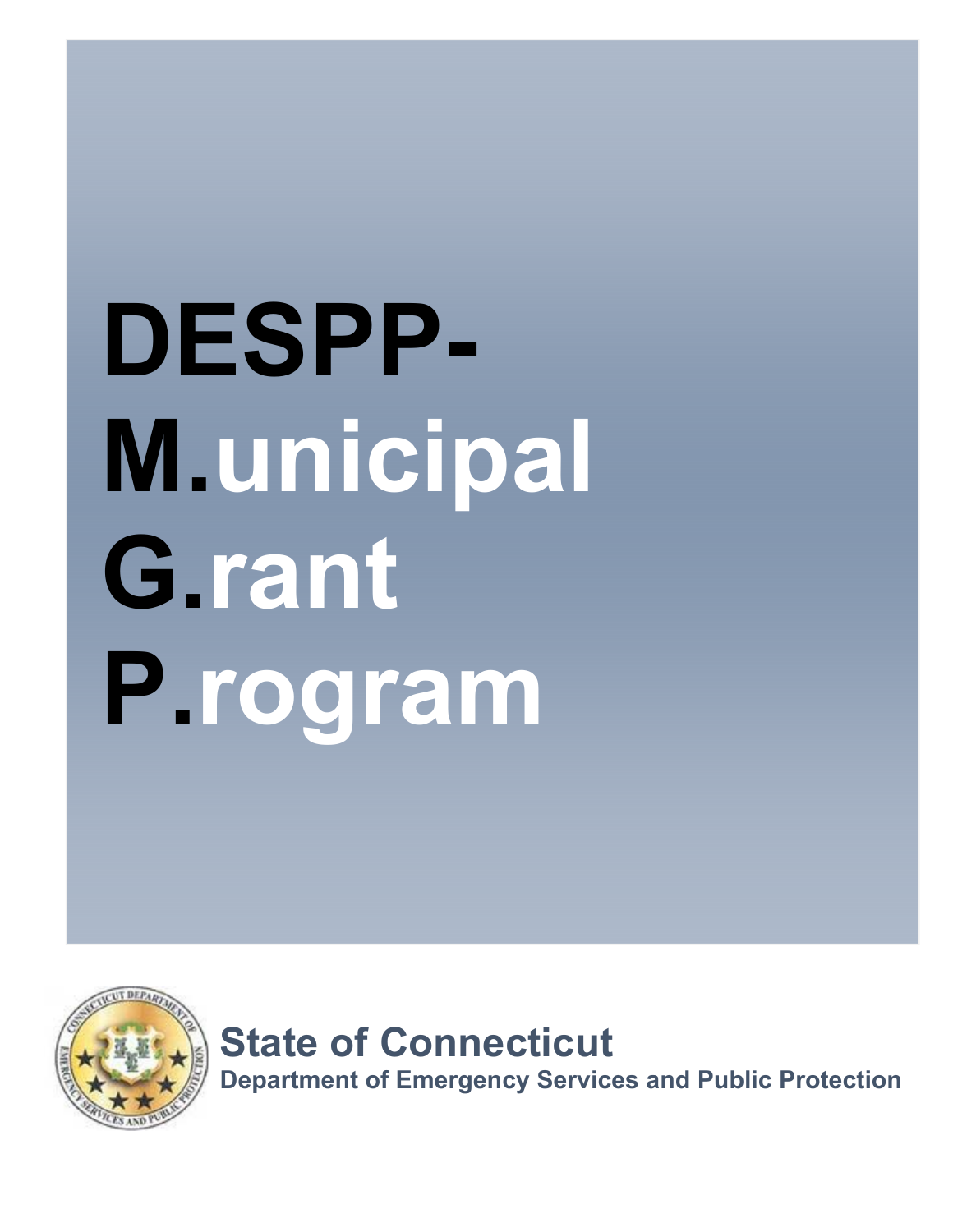# DESPP-
# M.unicipal
# G.rant
# P.rogram

**State of Connecticut**

**Department of Emergency Services and Public Protection**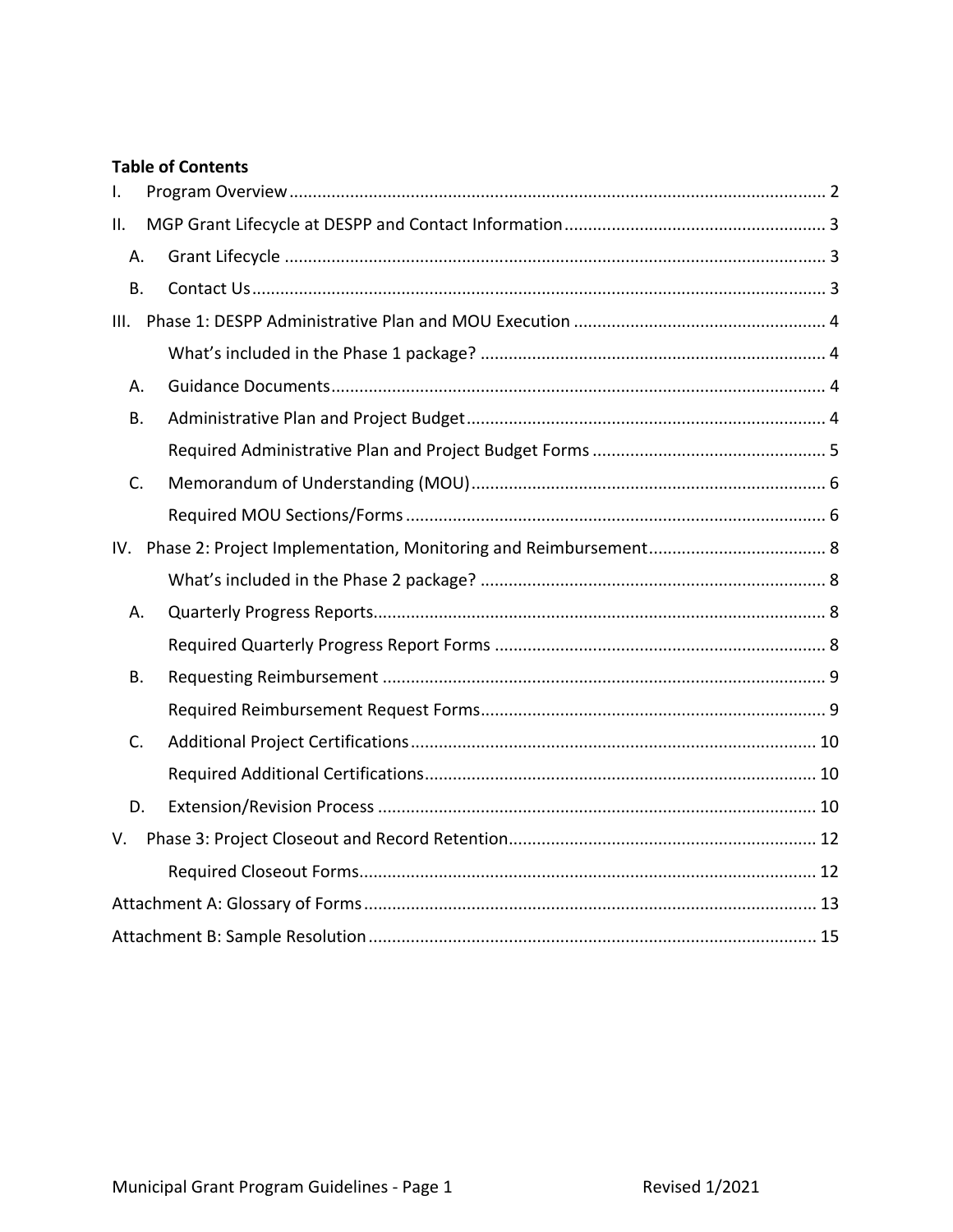**Table of Contents**

- I. Program Overview .................................................. 2
- II. MGP Grant Lifecycle at DESPP and Contact Information .................................................. 3
  - A. Grant Lifecycle .................................................. 3
  - B. Contact Us .................................................. 3
- III. Phase 1: DESPP Administrative Plan and MOU Execution .................................................. 4
  - What's included in the Phase 1 package? .................................................. 4
  - A. Guidance Documents .................................................. 4
  - B. Administrative Plan and Project Budget .................................................. 4
    - Required Administrative Plan and Project Budget Forms .................................................. 5
  - C. Memorandum of Understanding (MOU) .................................................. 6
    - Required MOU Sections/Forms .................................................. 6
- IV. Phase 2: Project Implementation, Monitoring and Reimbursement .................................................. 8
  - What's included in the Phase 2 package? .................................................. 8
  - A. Quarterly Progress Reports .................................................. 8
    - Required Quarterly Progress Report Forms .................................................. 8
  - B. Requesting Reimbursement .................................................. 9
    - Required Reimbursement Request Forms .................................................. 9
  - C. Additional Project Certifications .................................................. 10
    - Required Additional Certifications .................................................. 10
  - D. Extension/Revision Process .................................................. 10
- V. Phase 3: Project Closeout and Record Retention .................................................. 12
  - Required Closeout Forms .................................................. 12
- Attachment A: Glossary of Forms .................................................. 13
- Attachment B: Sample Resolution .................................................. 15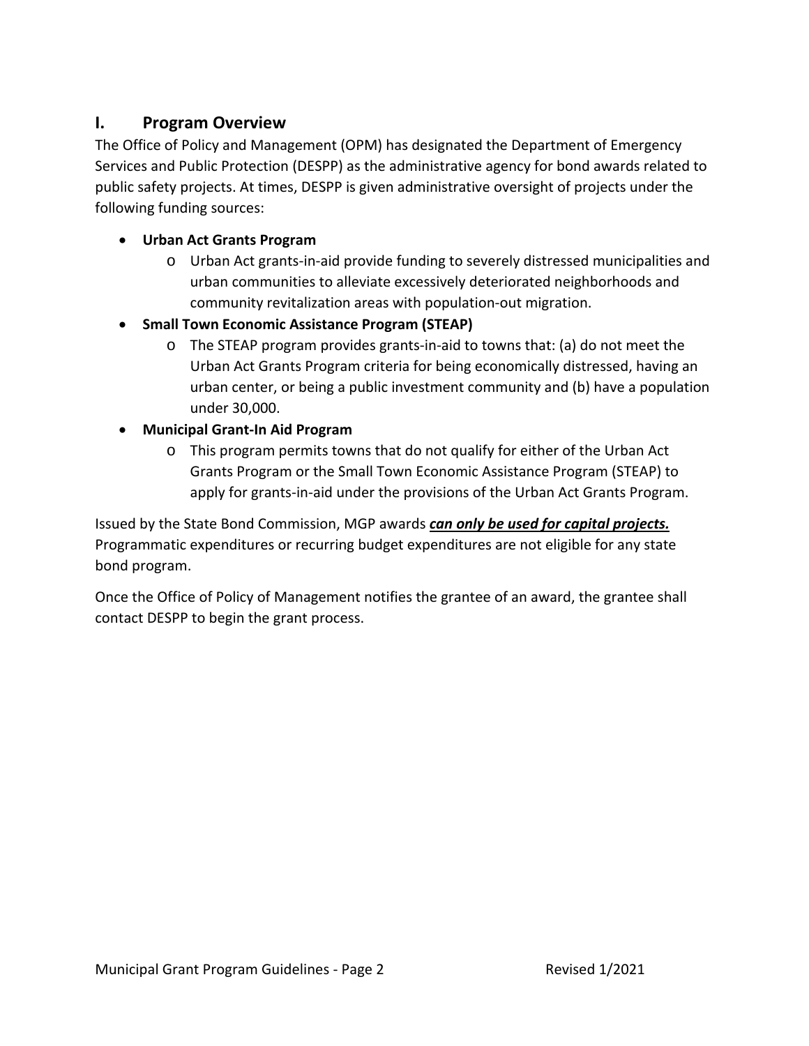## I. Program Overview

The Office of Policy and Management (OPM) has designated the Department of Emergency Services and Public Protection (DESPP) as the administrative agency for bond awards related to public safety projects. At times, DESPP is given administrative oversight of projects under the following funding sources:

- **Urban Act Grants Program**
  - Urban Act grants-in-aid provide funding to severely distressed municipalities and urban communities to alleviate excessively deteriorated neighborhoods and community revitalization areas with population-out migration.
- **Small Town Economic Assistance Program (STEAP)**
  - The STEAP program provides grants-in-aid to towns that: (a) do not meet the Urban Act Grants Program criteria for being economically distressed, having an urban center, or being a public investment community and (b) have a population under 30,000.
- **Municipal Grant-In Aid Program**
  - This program permits towns that do not qualify for either of the Urban Act Grants Program or the Small Town Economic Assistance Program (STEAP) to apply for grants-in-aid under the provisions of the Urban Act Grants Program.

Issued by the State Bond Commission, MGP awards ***<u>can only be used for capital projects.</u>*** Programmatic expenditures or recurring budget expenditures are not eligible for any state bond program.

Once the Office of Policy of Management notifies the grantee of an award, the grantee shall contact DESPP to begin the grant process.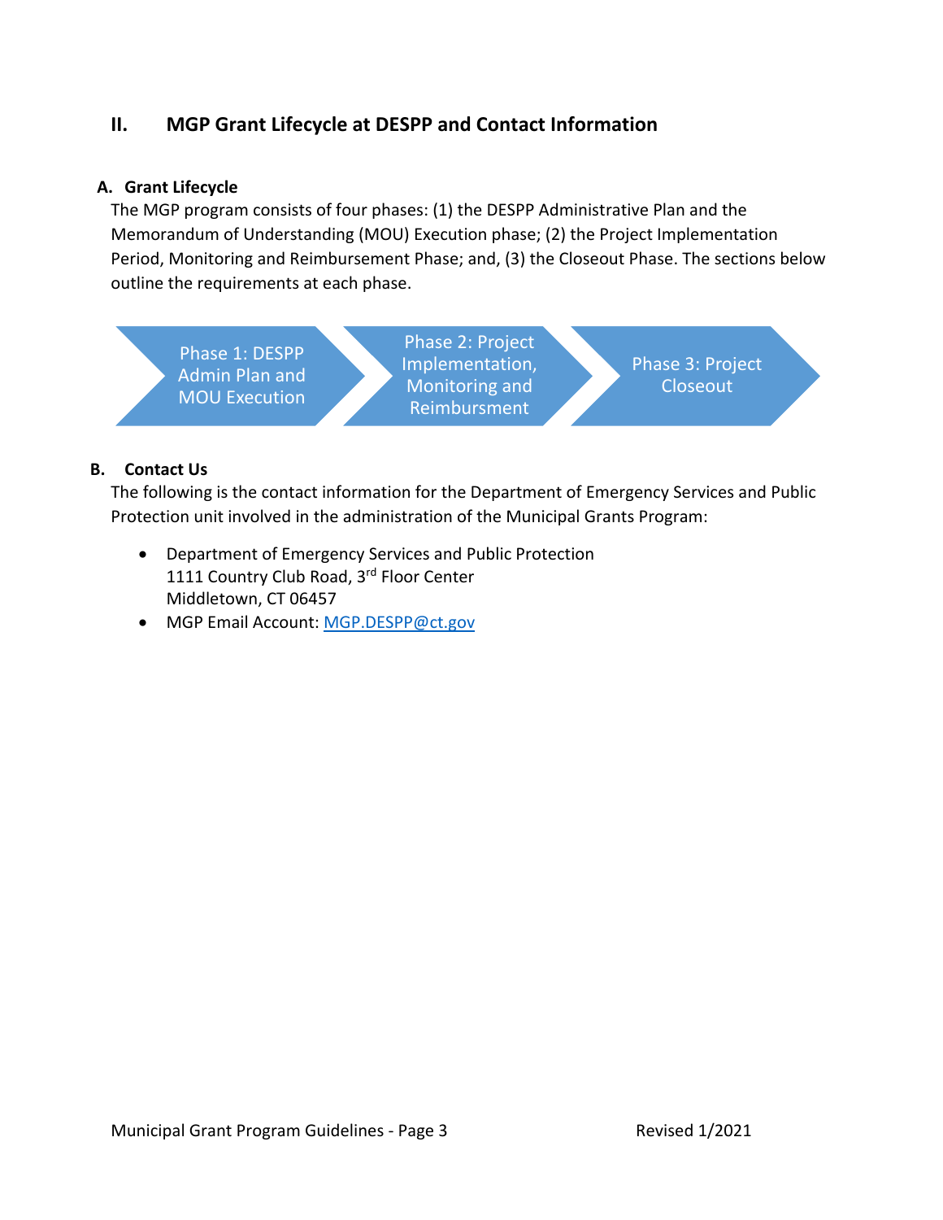## II. MGP Grant Lifecycle at DESPP and Contact Information

### A. Grant Lifecycle

The MGP program consists of four phases: (1) the DESPP Administrative Plan and the Memorandum of Understanding (MOU) Execution phase; (2) the Project Implementation Period, Monitoring and Reimbursement Phase; and, (3) the Closeout Phase. The sections below outline the requirements at each phase.

Phase 1: DESPP Admin Plan and MOU Execution → Phase 2: Project Implementation, Monitoring and Reimbursment → Phase 3: Project Closeout

### B. Contact Us

The following is the contact information for the Department of Emergency Services and Public Protection unit involved in the administration of the Municipal Grants Program:

- Department of Emergency Services and Public Protection
  1111 Country Club Road, 3rd Floor Center
  Middletown, CT 06457
- MGP Email Account: MGP.DESPP@ct.gov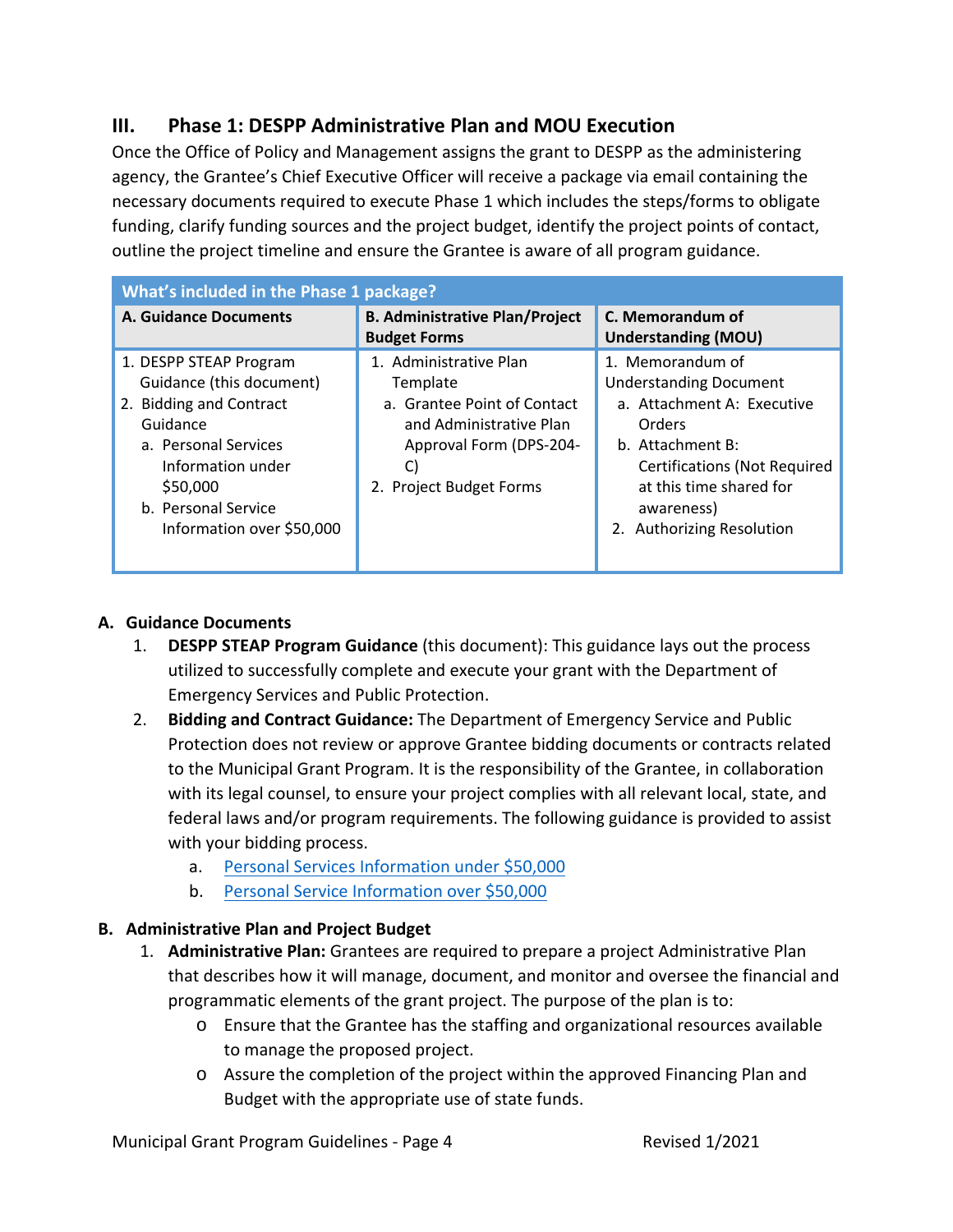## III. Phase 1: DESPP Administrative Plan and MOU Execution

Once the Office of Policy and Management assigns the grant to DESPP as the administering agency, the Grantee's Chief Executive Officer will receive a package via email containing the necessary documents required to execute Phase 1 which includes the steps/forms to obligate funding, clarify funding sources and the project budget, identify the project points of contact, outline the project timeline and ensure the Grantee is aware of all program guidance.

| What's included in the Phase 1 package? | | |
|---|---|---|
| **A. Guidance Documents** | **B. Administrative Plan/Project Budget Forms** | **C. Memorandum of Understanding (MOU)** |
| 1. DESPP STEAP Program Guidance (this document)<br>2. Bidding and Contract Guidance<br>a. Personal Services Information under $50,000<br>b. Personal Service Information over $50,000 | 1. Administrative Plan Template<br>a. Grantee Point of Contact and Administrative Plan Approval Form (DPS-204-C)<br>2. Project Budget Forms | 1. Memorandum of Understanding Document<br>a. Attachment A: Executive Orders<br>b. Attachment B: Certifications (Not Required at this time shared for awareness)<br>2. Authorizing Resolution |

### A. Guidance Documents

1. **DESPP STEAP Program Guidance** (this document): This guidance lays out the process utilized to successfully complete and execute your grant with the Department of Emergency Services and Public Protection.
2. **Bidding and Contract Guidance:** The Department of Emergency Service and Public Protection does not review or approve Grantee bidding documents or contracts related to the Municipal Grant Program. It is the responsibility of the Grantee, in collaboration with its legal counsel, to ensure your project complies with all relevant local, state, and federal laws and/or program requirements. The following guidance is provided to assist with your bidding process.
   a. Personal Services Information under $50,000
   b. Personal Service Information over $50,000

### B. Administrative Plan and Project Budget

1. **Administrative Plan:** Grantees are required to prepare a project Administrative Plan that describes how it will manage, document, and monitor and oversee the financial and programmatic elements of the grant project. The purpose of the plan is to:
   - Ensure that the Grantee has the staffing and organizational resources available to manage the proposed project.
   - Assure the completion of the project within the approved Financing Plan and Budget with the appropriate use of state funds.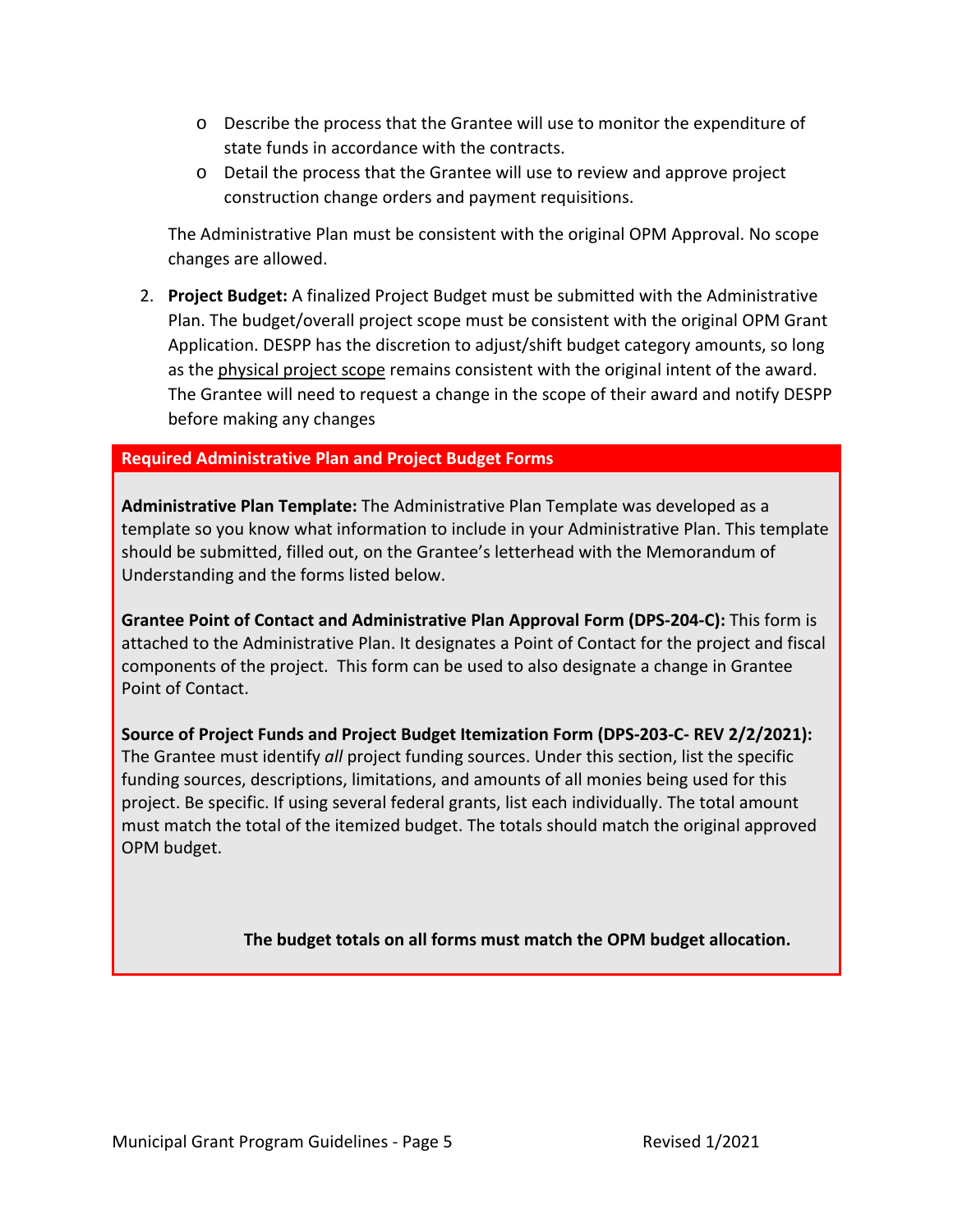- Describe the process that the Grantee will use to monitor the expenditure of state funds in accordance with the contracts.
- Detail the process that the Grantee will use to review and approve project construction change orders and payment requisitions.

The Administrative Plan must be consistent with the original OPM Approval. No scope changes are allowed.

2. **Project Budget:** A finalized Project Budget must be submitted with the Administrative Plan. The budget/overall project scope must be consistent with the original OPM Grant Application. DESPP has the discretion to adjust/shift budget category amounts, so long as the physical project scope remains consistent with the original intent of the award. The Grantee will need to request a change in the scope of their award and notify DESPP before making any changes

### Required Administrative Plan and Project Budget Forms

**Administrative Plan Template:** The Administrative Plan Template was developed as a template so you know what information to include in your Administrative Plan. This template should be submitted, filled out, on the Grantee's letterhead with the Memorandum of Understanding and the forms listed below.

**Grantee Point of Contact and Administrative Plan Approval Form (DPS-204-C):** This form is attached to the Administrative Plan. It designates a Point of Contact for the project and fiscal components of the project. This form can be used to also designate a change in Grantee Point of Contact.

**Source of Project Funds and Project Budget Itemization Form (DPS-203-C- REV 2/2/2021):** The Grantee must identify *all* project funding sources. Under this section, list the specific funding sources, descriptions, limitations, and amounts of all monies being used for this project. Be specific. If using several federal grants, list each individually. The total amount must match the total of the itemized budget. The totals should match the original approved OPM budget.

**The budget totals on all forms must match the OPM budget allocation.**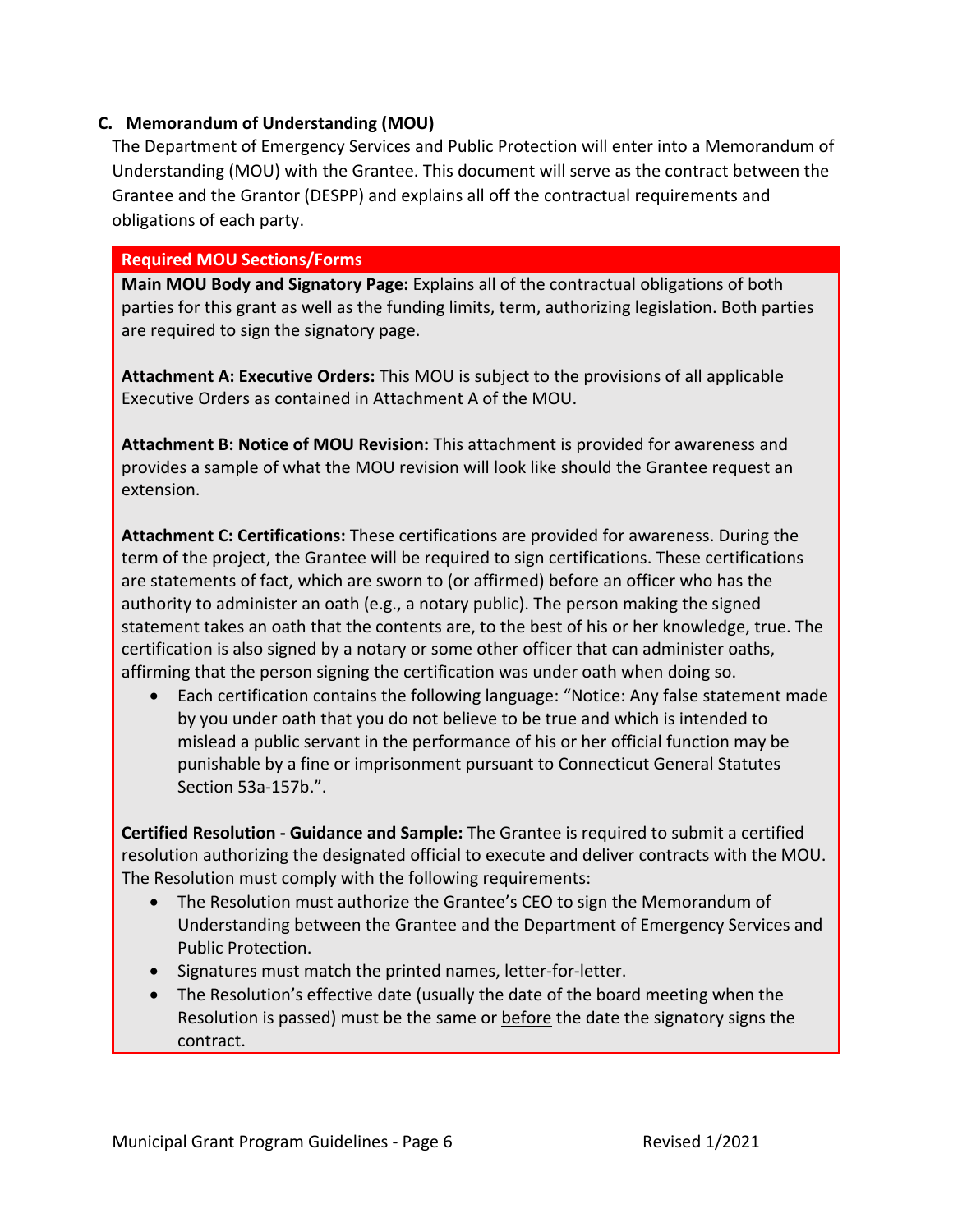### C. Memorandum of Understanding (MOU)

The Department of Emergency Services and Public Protection will enter into a Memorandum of Understanding (MOU) with the Grantee. This document will serve as the contract between the Grantee and the Grantor (DESPP) and explains all off the contractual requirements and obligations of each party.

**Required MOU Sections/Forms**

**Main MOU Body and Signatory Page:** Explains all of the contractual obligations of both parties for this grant as well as the funding limits, term, authorizing legislation. Both parties are required to sign the signatory page.

**Attachment A: Executive Orders:** This MOU is subject to the provisions of all applicable Executive Orders as contained in Attachment A of the MOU.

**Attachment B: Notice of MOU Revision:** This attachment is provided for awareness and provides a sample of what the MOU revision will look like should the Grantee request an extension.

**Attachment C: Certifications:** These certifications are provided for awareness. During the term of the project, the Grantee will be required to sign certifications. These certifications are statements of fact, which are sworn to (or affirmed) before an officer who has the authority to administer an oath (e.g., a notary public). The person making the signed statement takes an oath that the contents are, to the best of his or her knowledge, true. The certification is also signed by a notary or some other officer that can administer oaths, affirming that the person signing the certification was under oath when doing so.

- Each certification contains the following language: "Notice: Any false statement made by you under oath that you do not believe to be true and which is intended to mislead a public servant in the performance of his or her official function may be punishable by a fine or imprisonment pursuant to Connecticut General Statutes Section 53a-157b.".

**Certified Resolution - Guidance and Sample:** The Grantee is required to submit a certified resolution authorizing the designated official to execute and deliver contracts with the MOU. The Resolution must comply with the following requirements:

- The Resolution must authorize the Grantee's CEO to sign the Memorandum of Understanding between the Grantee and the Department of Emergency Services and Public Protection.
- Signatures must match the printed names, letter-for-letter.
- The Resolution's effective date (usually the date of the board meeting when the Resolution is passed) must be the same or <u>before</u> the date the signatory signs the contract.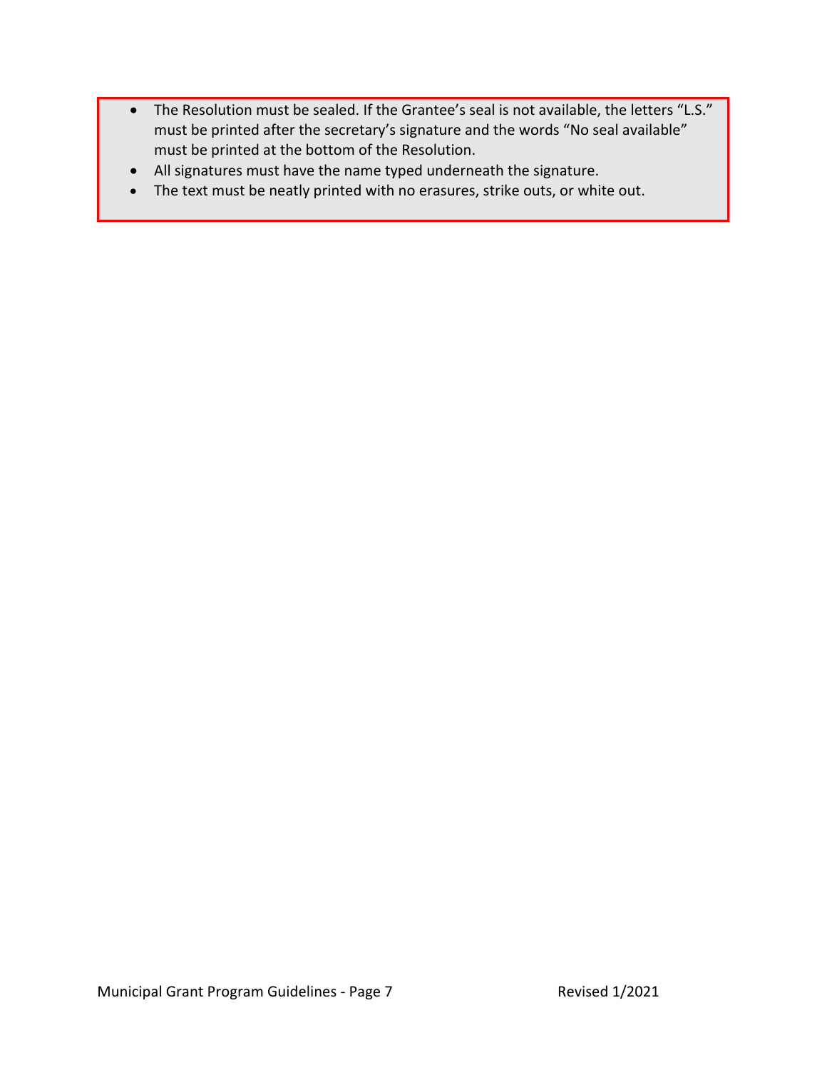- The Resolution must be sealed. If the Grantee's seal is not available, the letters "L.S." must be printed after the secretary's signature and the words "No seal available" must be printed at the bottom of the Resolution.
- All signatures must have the name typed underneath the signature.
- The text must be neatly printed with no erasures, strike outs, or white out.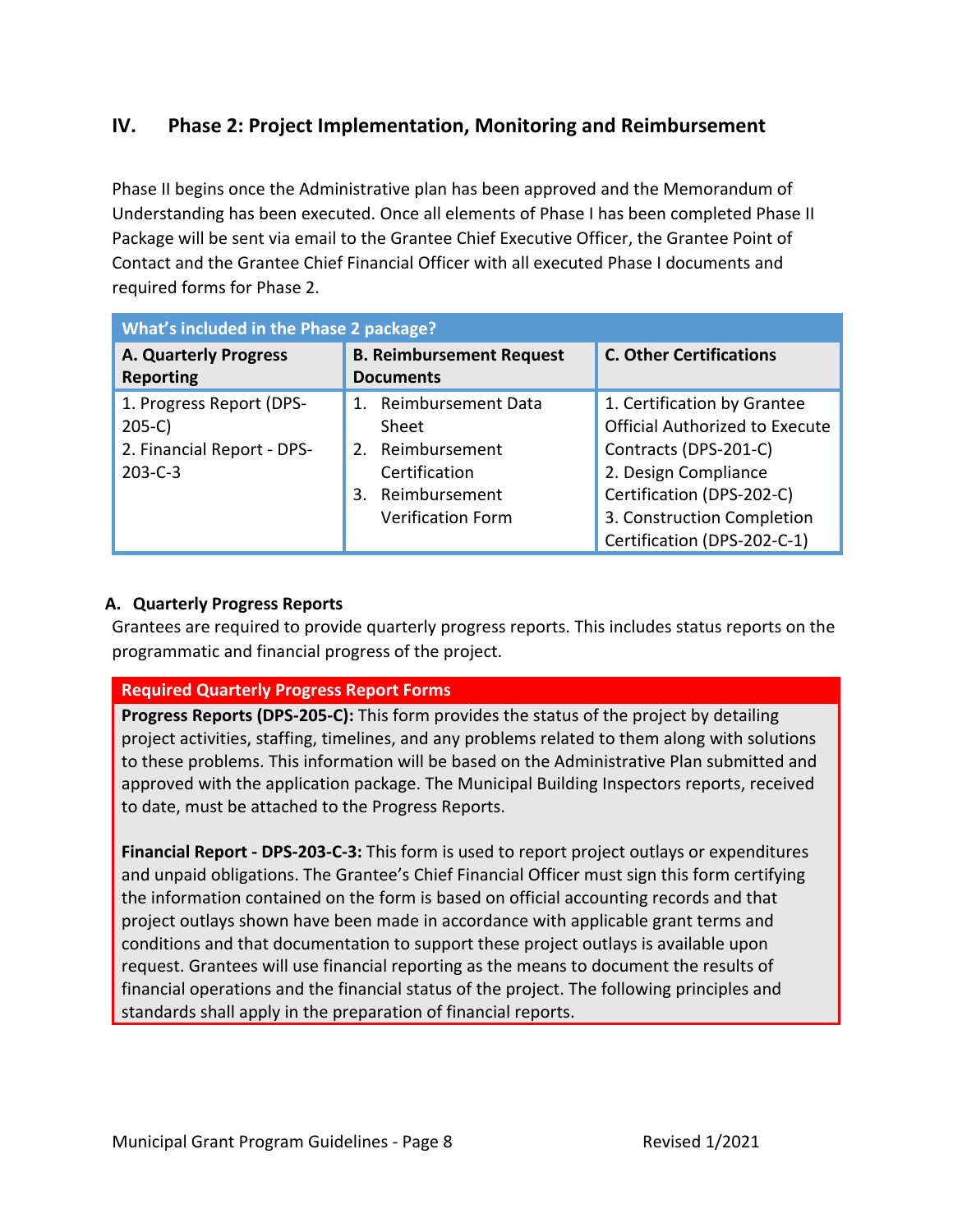## IV. Phase 2: Project Implementation, Monitoring and Reimbursement

Phase II begins once the Administrative plan has been approved and the Memorandum of Understanding has been executed. Once all elements of Phase I has been completed Phase II Package will be sent via email to the Grantee Chief Executive Officer, the Grantee Point of Contact and the Grantee Chief Financial Officer with all executed Phase I documents and required forms for Phase 2.

| What's included in the Phase 2 package? | | |
|---|---|---|
| **A. Quarterly Progress Reporting** | **B. Reimbursement Request Documents** | **C. Other Certifications** |
| 1. Progress Report (DPS-205-C)<br>2. Financial Report - DPS-203-C-3 | 1. Reimbursement Data Sheet<br>2. Reimbursement Certification<br>3. Reimbursement Verification Form | 1. Certification by Grantee Official Authorized to Execute Contracts (DPS-201-C)<br>2. Design Compliance Certification (DPS-202-C)<br>3. Construction Completion Certification (DPS-202-C-1) |

### A. Quarterly Progress Reports

Grantees are required to provide quarterly progress reports. This includes status reports on the programmatic and financial progress of the project.

**Required Quarterly Progress Report Forms**

**Progress Reports (DPS-205-C):** This form provides the status of the project by detailing project activities, staffing, timelines, and any problems related to them along with solutions to these problems. This information will be based on the Administrative Plan submitted and approved with the application package. The Municipal Building Inspectors reports, received to date, must be attached to the Progress Reports.

**Financial Report - DPS-203-C-3:** This form is used to report project outlays or expenditures and unpaid obligations. The Grantee's Chief Financial Officer must sign this form certifying the information contained on the form is based on official accounting records and that project outlays shown have been made in accordance with applicable grant terms and conditions and that documentation to support these project outlays is available upon request. Grantees will use financial reporting as the means to document the results of financial operations and the financial status of the project. The following principles and standards shall apply in the preparation of financial reports.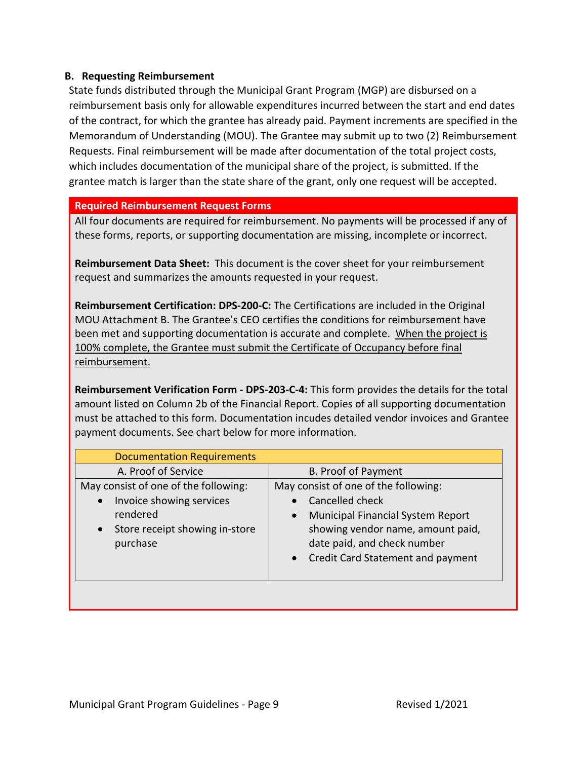### B. Requesting Reimbursement

State funds distributed through the Municipal Grant Program (MGP) are disbursed on a reimbursement basis only for allowable expenditures incurred between the start and end dates of the contract, for which the grantee has already paid. Payment increments are specified in the Memorandum of Understanding (MOU). The Grantee may submit up to two (2) Reimbursement Requests. Final reimbursement will be made after documentation of the total project costs, which includes documentation of the municipal share of the project, is submitted. If the grantee match is larger than the state share of the grant, only one request will be accepted.

**Required Reimbursement Request Forms**

All four documents are required for reimbursement. No payments will be processed if any of these forms, reports, or supporting documentation are missing, incomplete or incorrect.

**Reimbursement Data Sheet:** This document is the cover sheet for your reimbursement request and summarizes the amounts requested in your request.

**Reimbursement Certification: DPS-200-C:** The Certifications are included in the Original MOU Attachment B. The Grantee's CEO certifies the conditions for reimbursement have been met and supporting documentation is accurate and complete. When the project is 100% complete, the Grantee must submit the Certificate of Occupancy before final reimbursement.

**Reimbursement Verification Form - DPS-203-C-4:** This form provides the details for the total amount listed on Column 2b of the Financial Report. Copies of all supporting documentation must be attached to this form. Documentation incudes detailed vendor invoices and Grantee payment documents. See chart below for more information.

| Documentation Requirements | |
|---|---|
| A. Proof of Service | B. Proof of Payment |
| May consist of one of the following:<br>• Invoice showing services rendered<br>• Store receipt showing in-store purchase | May consist of one of the following:<br>• Cancelled check<br>• Municipal Financial System Report showing vendor name, amount paid, date paid, and check number<br>• Credit Card Statement and payment |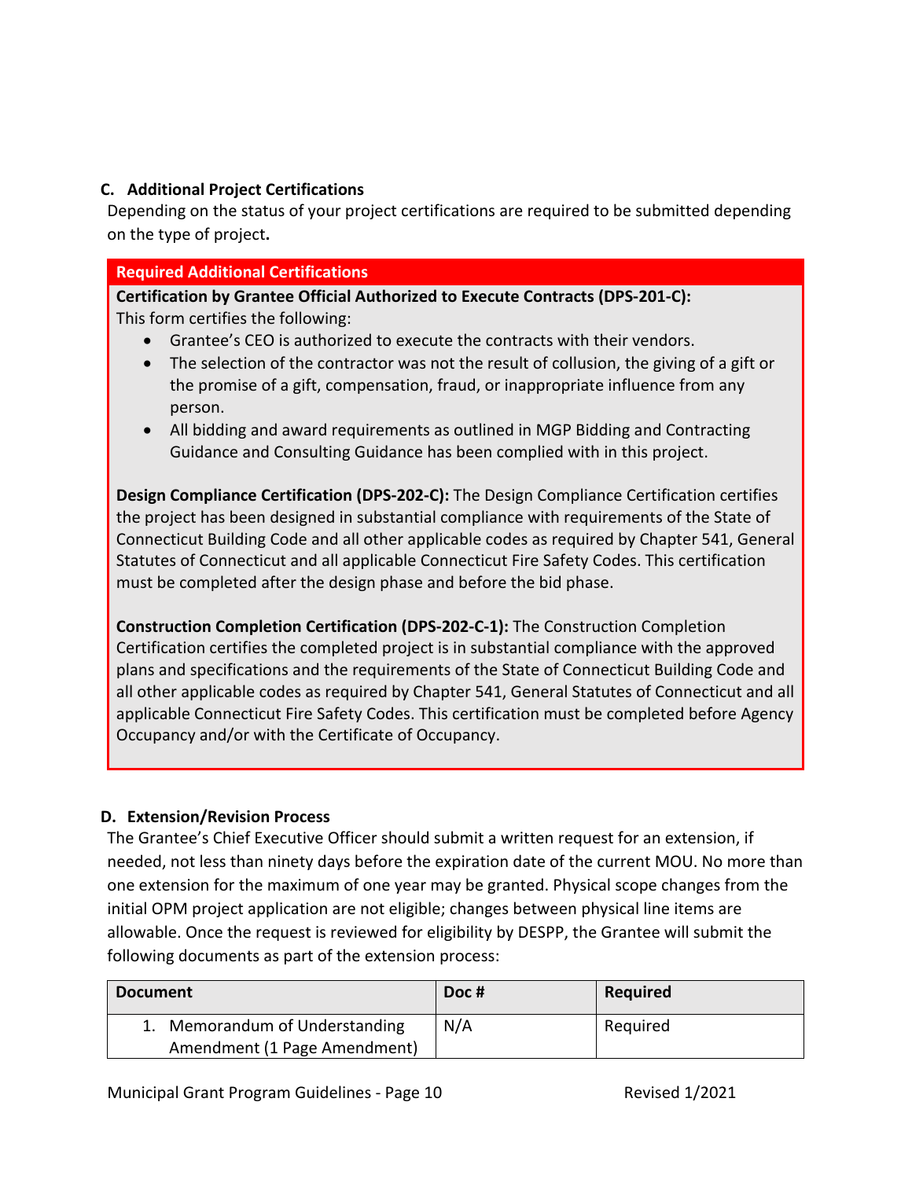### C. Additional Project Certifications

Depending on the status of your project certifications are required to be submitted depending on the type of project**.**

**Required Additional Certifications**

**Certification by Grantee Official Authorized to Execute Contracts (DPS-201-C):** This form certifies the following:

- Grantee's CEO is authorized to execute the contracts with their vendors.
- The selection of the contractor was not the result of collusion, the giving of a gift or the promise of a gift, compensation, fraud, or inappropriate influence from any person.
- All bidding and award requirements as outlined in MGP Bidding and Contracting Guidance and Consulting Guidance has been complied with in this project.

**Design Compliance Certification (DPS-202-C):** The Design Compliance Certification certifies the project has been designed in substantial compliance with requirements of the State of Connecticut Building Code and all other applicable codes as required by Chapter 541, General Statutes of Connecticut and all applicable Connecticut Fire Safety Codes. This certification must be completed after the design phase and before the bid phase.

**Construction Completion Certification (DPS-202-C-1):** The Construction Completion Certification certifies the completed project is in substantial compliance with the approved plans and specifications and the requirements of the State of Connecticut Building Code and all other applicable codes as required by Chapter 541, General Statutes of Connecticut and all applicable Connecticut Fire Safety Codes. This certification must be completed before Agency Occupancy and/or with the Certificate of Occupancy.

### D. Extension/Revision Process

The Grantee's Chief Executive Officer should submit a written request for an extension, if needed, not less than ninety days before the expiration date of the current MOU. No more than one extension for the maximum of one year may be granted. Physical scope changes from the initial OPM project application are not eligible; changes between physical line items are allowable. Once the request is reviewed for eligibility by DESPP, the Grantee will submit the following documents as part of the extension process:

| Document | Doc # | Required |
|---|---|---|
| 1. Memorandum of Understanding Amendment (1 Page Amendment) | N/A | Required |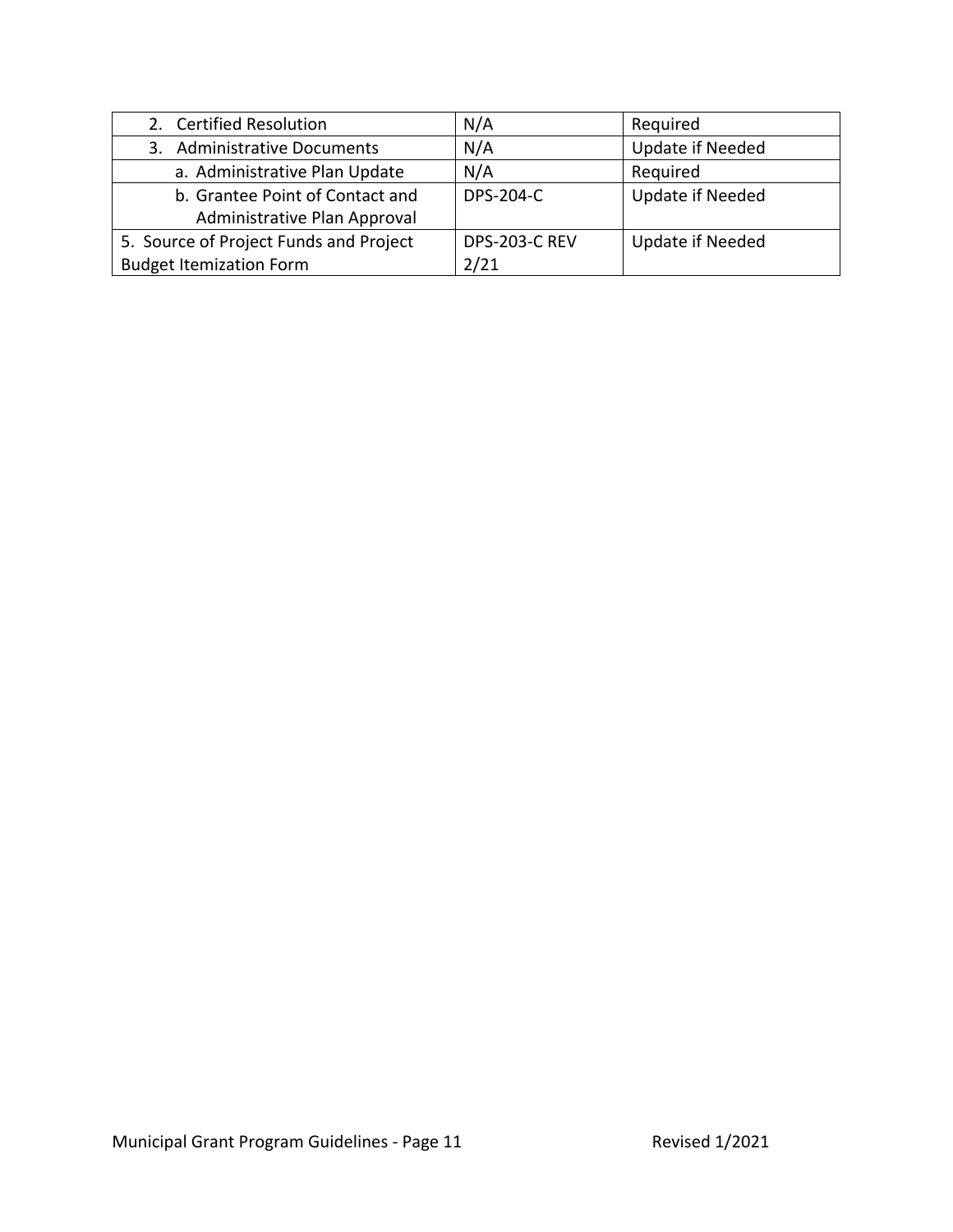| 2. Certified Resolution | N/A | Required |
|---|---|---|
| 3. Administrative Documents | N/A | Update if Needed |
| a. Administrative Plan Update | N/A | Required |
| b. Grantee Point of Contact and Administrative Plan Approval | DPS-204-C | Update if Needed |
| 5. Source of Project Funds and Project Budget Itemization Form | DPS-203-C REV 2/21 | Update if Needed |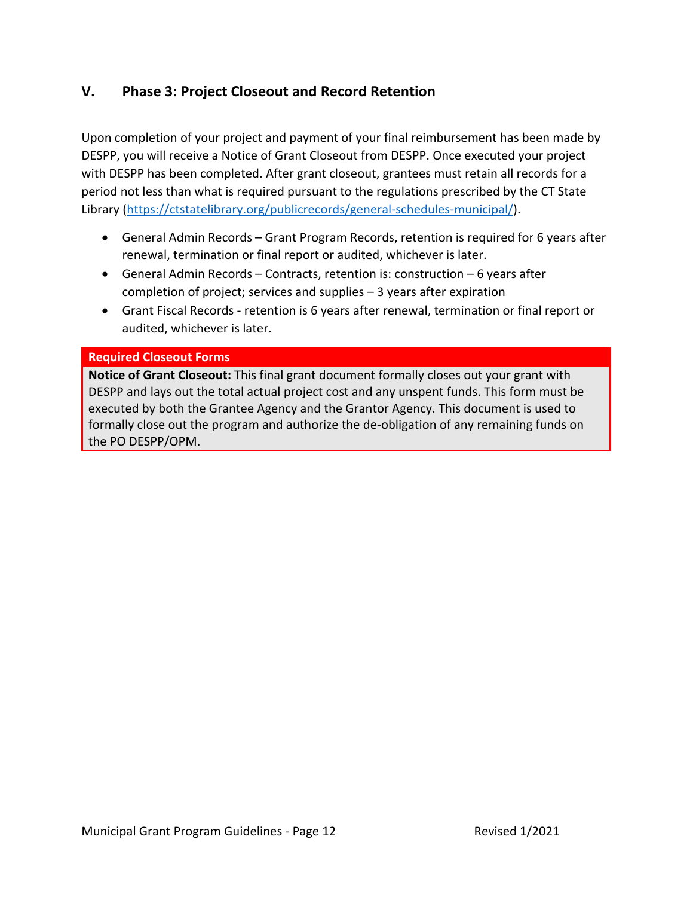## V. Phase 3: Project Closeout and Record Retention

Upon completion of your project and payment of your final reimbursement has been made by DESPP, you will receive a Notice of Grant Closeout from DESPP. Once executed your project with DESPP has been completed. After grant closeout, grantees must retain all records for a period not less than what is required pursuant to the regulations prescribed by the CT State Library (https://ctstatelibrary.org/publicrecords/general-schedules-municipal/).

- General Admin Records – Grant Program Records, retention is required for 6 years after renewal, termination or final report or audited, whichever is later.
- General Admin Records – Contracts, retention is: construction – 6 years after completion of project; services and supplies – 3 years after expiration
- Grant Fiscal Records - retention is 6 years after renewal, termination or final report or audited, whichever is later.

**Required Closeout Forms**

**Notice of Grant Closeout:** This final grant document formally closes out your grant with DESPP and lays out the total actual project cost and any unspent funds. This form must be executed by both the Grantee Agency and the Grantor Agency. This document is used to formally close out the program and authorize the de-obligation of any remaining funds on the PO DESPP/OPM.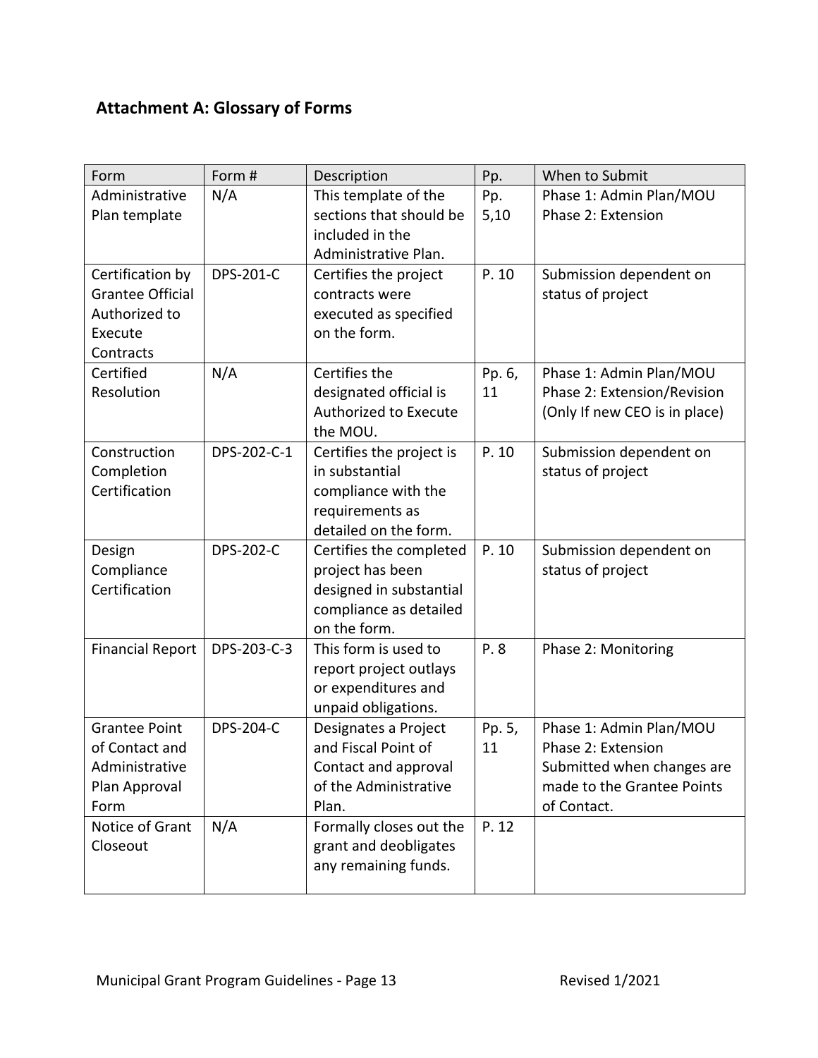## Attachment A: Glossary of Forms

| Form | Form # | Description | Pp. | When to Submit |
|---|---|---|---|---|
| Administrative Plan template | N/A | This template of the sections that should be included in the Administrative Plan. | Pp. 5,10 | Phase 1: Admin Plan/MOU<br>Phase 2: Extension |
| Certification by Grantee Official Authorized to Execute Contracts | DPS-201-C | Certifies the project contracts were executed as specified on the form. | P. 10 | Submission dependent on status of project |
| Certified Resolution | N/A | Certifies the designated official is Authorized to Execute the MOU. | Pp. 6, 11 | Phase 1: Admin Plan/MOU<br>Phase 2: Extension/Revision (Only If new CEO is in place) |
| Construction Completion Certification | DPS-202-C-1 | Certifies the project is in substantial compliance with the requirements as detailed on the form. | P. 10 | Submission dependent on status of project |
| Design Compliance Certification | DPS-202-C | Certifies the completed project has been designed in substantial compliance as detailed on the form. | P. 10 | Submission dependent on status of project |
| Financial Report | DPS-203-C-3 | This form is used to report project outlays or expenditures and unpaid obligations. | P. 8 | Phase 2: Monitoring |
| Grantee Point of Contact and Administrative Plan Approval Form | DPS-204-C | Designates a Project and Fiscal Point of Contact and approval of the Administrative Plan. | Pp. 5, 11 | Phase 1: Admin Plan/MOU<br>Phase 2: Extension<br>Submitted when changes are made to the Grantee Points of Contact. |
| Notice of Grant Closeout | N/A | Formally closes out the grant and deobligates any remaining funds. | P. 12 | |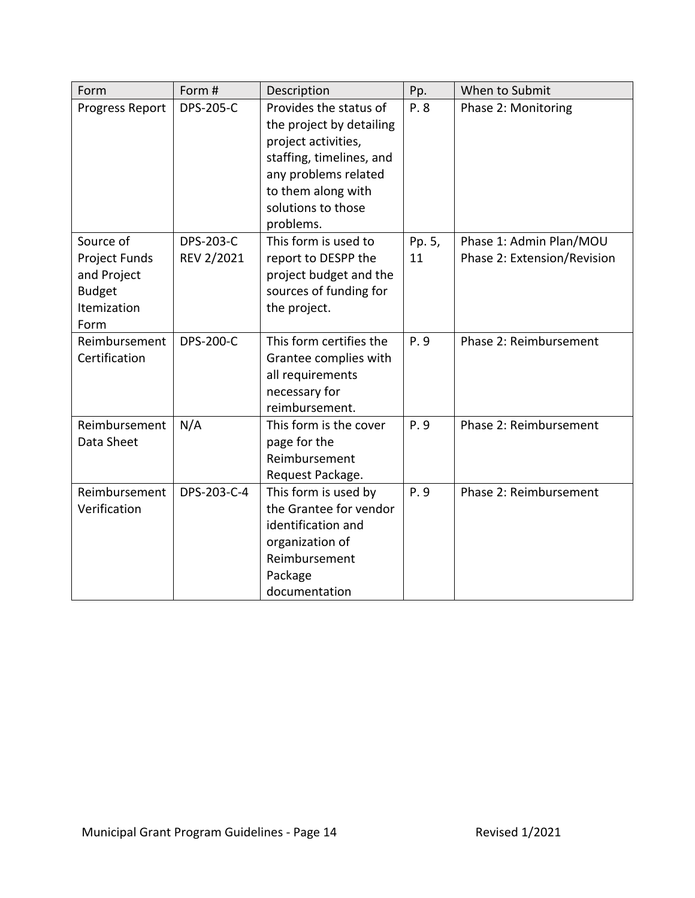| Form | Form # | Description | Pp. | When to Submit |
|---|---|---|---|---|
| Progress Report | DPS-205-C | Provides the status of the project by detailing project activities, staffing, timelines, and any problems related to them along with solutions to those problems. | P. 8 | Phase 2: Monitoring |
| Source of Project Funds and Project Budget Itemization Form | DPS-203-C REV 2/2021 | This form is used to report to DESPP the project budget and the sources of funding for the project. | Pp. 5, 11 | Phase 1: Admin Plan/MOU Phase 2: Extension/Revision |
| Reimbursement Certification | DPS-200-C | This form certifies the Grantee complies with all requirements necessary for reimbursement. | P. 9 | Phase 2: Reimbursement |
| Reimbursement Data Sheet | N/A | This form is the cover page for the Reimbursement Request Package. | P. 9 | Phase 2: Reimbursement |
| Reimbursement Verification | DPS-203-C-4 | This form is used by the Grantee for vendor identification and organization of Reimbursement Package documentation | P. 9 | Phase 2: Reimbursement |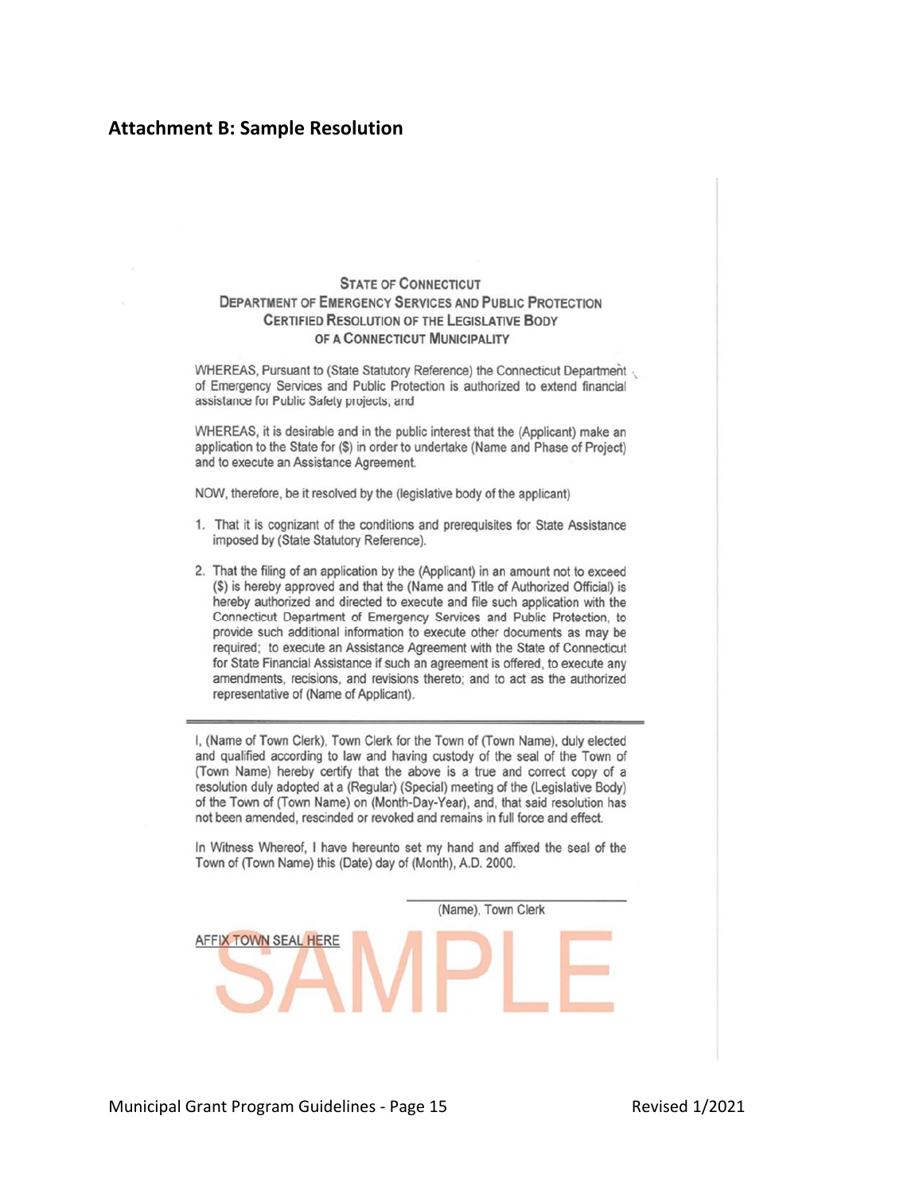## Attachment B: Sample Resolution

**STATE OF CONNECTICUT**
**DEPARTMENT OF EMERGENCY SERVICES AND PUBLIC PROTECTION**
**CERTIFIED RESOLUTION OF THE LEGISLATIVE BODY**
**OF A CONNECTICUT MUNICIPALITY**

WHEREAS, Pursuant to (State Statutory Reference) the Connecticut Department of Emergency Services and Public Protection is authorized to extend financial assistance for Public Safety projects, and

WHEREAS, it is desirable and in the public interest that the (Applicant) make an application to the State for ($) in order to undertake (Name and Phase of Project) and to execute an Assistance Agreement.

NOW, therefore, be it resolved by the (legislative body of the applicant)

1. That it is cognizant of the conditions and prerequisites for State Assistance imposed by (State Statutory Reference).
2. That the filing of an application by the (Applicant) in an amount not to exceed ($) is hereby approved and that the (Name and Title of Authorized Official) is hereby authorized and directed to execute and file such application with the Connecticut Department of Emergency Services and Public Protection, to provide such additional information to execute other documents as may be required; to execute an Assistance Agreement with the State of Connecticut for State Financial Assistance if such an agreement is offered, to execute any amendments, recisions, and revisions thereto; and to act as the authorized representative of (Name of Applicant).

---

I, (Name of Town Clerk), Town Clerk for the Town of (Town Name), duly elected and qualified according to law and having custody of the seal of the Town of (Town Name) hereby certify that the above is a true and correct copy of a resolution duly adopted at a (Regular) (Special) meeting of the (Legislative Body) of the Town of (Town Name) on (Month-Day-Year), and, that said resolution has not been amended, rescinded or revoked and remains in full force and effect.

In Witness Whereof, I have hereunto set my hand and affixed the seal of the Town of (Town Name) this (Date) day of (Month), A.D. 2000.

\_\_\_\_\_\_\_\_\_\_\_\_\_\_\_\_\_\_\_\_\_\_\_\_\_\_\_\_
(Name), Town Clerk

AFFIX TOWN SEAL HERE

SAMPLE